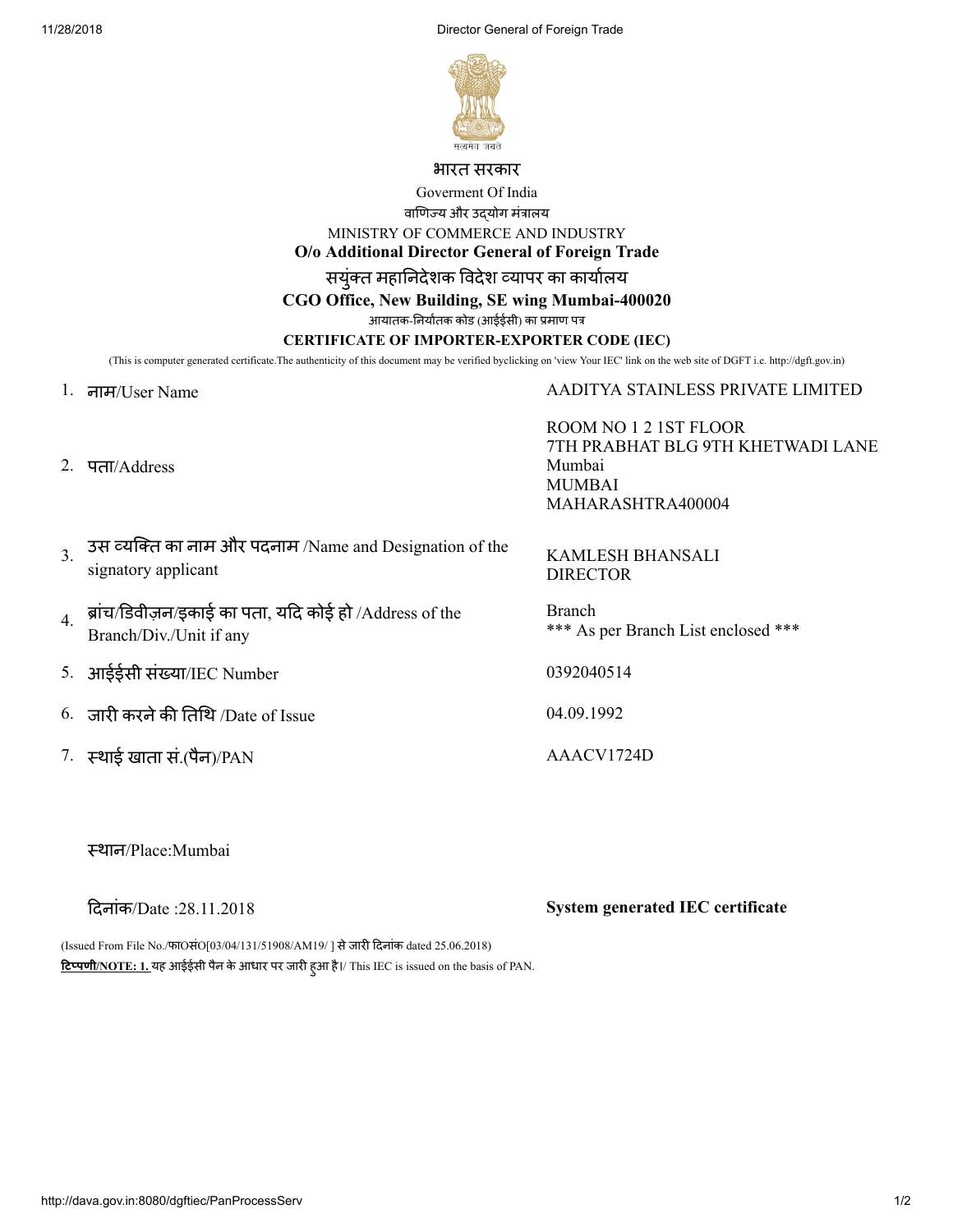भारत सरकार

Goverment Of India

वाणिज्य और उद्योग मंत्रालय

MINISTRY OF COMMERCE AND INDUSTRY

**O/o Additional Director General of Foreign Trade**

सयुंक्त महानिदेशक विदेश व्यापर का कार्यालय

**CGO Office, New Building, SE wing Mumbai-400020**

आयातक-निर्यातक कोड (आईईसी) का प्रमाण पत्र

**CERTIFICATE OF IMPORTER-EXPORTER CODE (IEC)**

(This is computer generated certificate.The authenticity of this document may be verified byclicking on 'view Your IEC' link on the web site of DGFT i.e. http://dgft.gov.in)

| | | |
|---|---|---|
| 1. | नाम/User Name | AADITYA STAINLESS PRIVATE LIMITED |
| 2. | पता/Address | ROOM NO 1 2 1ST FLOOR<br>7TH PRABHAT BLG 9TH KHETWADI LANE<br>Mumbai<br>MUMBAI<br>MAHARASHTRA400004 |
| 3. | उस व्यक्ति का नाम और पदनाम /Name and Designation of the signatory applicant | KAMLESH BHANSALI<br>DIRECTOR |
| 4. | ब्रांच/डिवीज़न/इकाई का पता, यदि कोई हो /Address of the Branch/Div./Unit if any | Branch<br>*** As per Branch List enclosed *** |
| 5. | आईईसी संख्या/IEC Number | 0392040514 |
| 6. | जारी करने की तिथि /Date of Issue | 04.09.1992 |
| 7. | स्थाई खाता सं.(पैन)/PAN | AACV1724D |

स्थान/Place:Mumbai

दिनांक/Date :28.11.2018 **System generated IEC certificate**

(Issued From File No./फाOसंO[03/04/131/51908/AM19/ ] से जारी दिनांक dated 25.06.2018)

**टिप्पणी/NOTE: 1.** यह आईईसी पैन के आधार पर जारी हुआ है।/ This IEC is issued on the basis of PAN.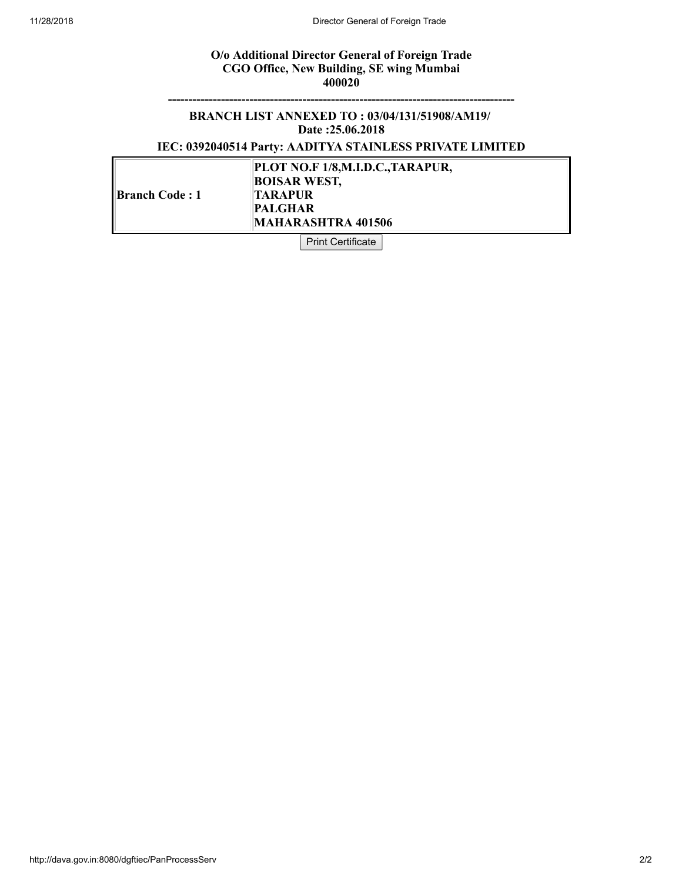**O/o Additional Director General of Foreign Trade**
**CGO Office, New Building, SE wing Mumbai**
**400020**

---

**BRANCH LIST ANNEXED TO : 03/04/131/51908/AM19/**
**Date :25.06.2018**

**IEC: 0392040514 Party: AADITYA STAINLESS PRIVATE LIMITED**

| | |
|---|---|
| **Branch Code : 1** | **PLOT NO.F 1/8,M.I.D.C.,TARAPUR,**<br>**BOISAR WEST,**<br>**TARAPUR**<br>**PALGHAR**<br>**MAHARASHTRA 401506** |

Print Certificate